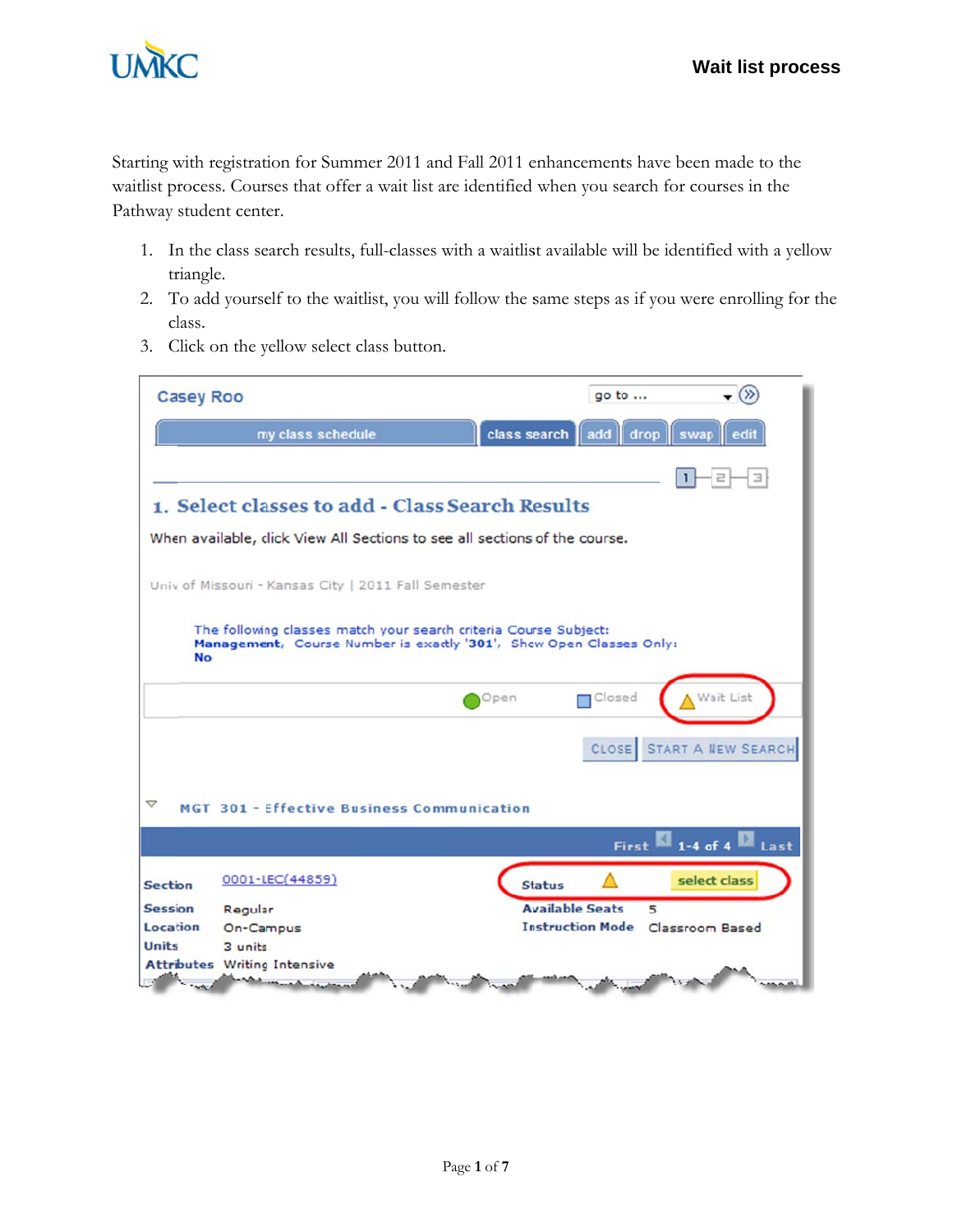# Wait list process

Starting with registration for Summer 2011 and Fall 2011 enhancements have been made to the waitlist process. Courses that offer a wait list are identified when you search for courses in the Pathway student center.

1. In the class search results, full-classes with a waitlist available will be identified with a yellow triangle.
2. To add yourself to the waitlist, you will follow the same steps as if you were enrolling for the class.
3. Click on the yellow select class button.

Casey Roo

go to ...

my class schedule | class search | add | drop | swap | edit

1 2 3

## 1. Select classes to add - Class Search Results

When available, click View All Sections to see all sections of the course.

Univ of Missouri - Kansas City | 2011 Fall Semester

The following classes match your search criteria Course Subject: **Management**, Course Number is exactly '**301**', Show Open Classes Only: **No**

Open Closed Wait List

CLOSE START A NEW SEARCH

MGT 301 - Effective Business Communication

First 1-4 of 4 Last

| | | | |
|---|---|---|---|
| Section | 0001-LEC(44859) | Status | select class |
| Session | Regular | Available Seats | 5 |
| Location | On-Campus | Instruction Mode | Classroom Based |
| Units | 3 units | | |
| Attributes | Writing Intensive | | |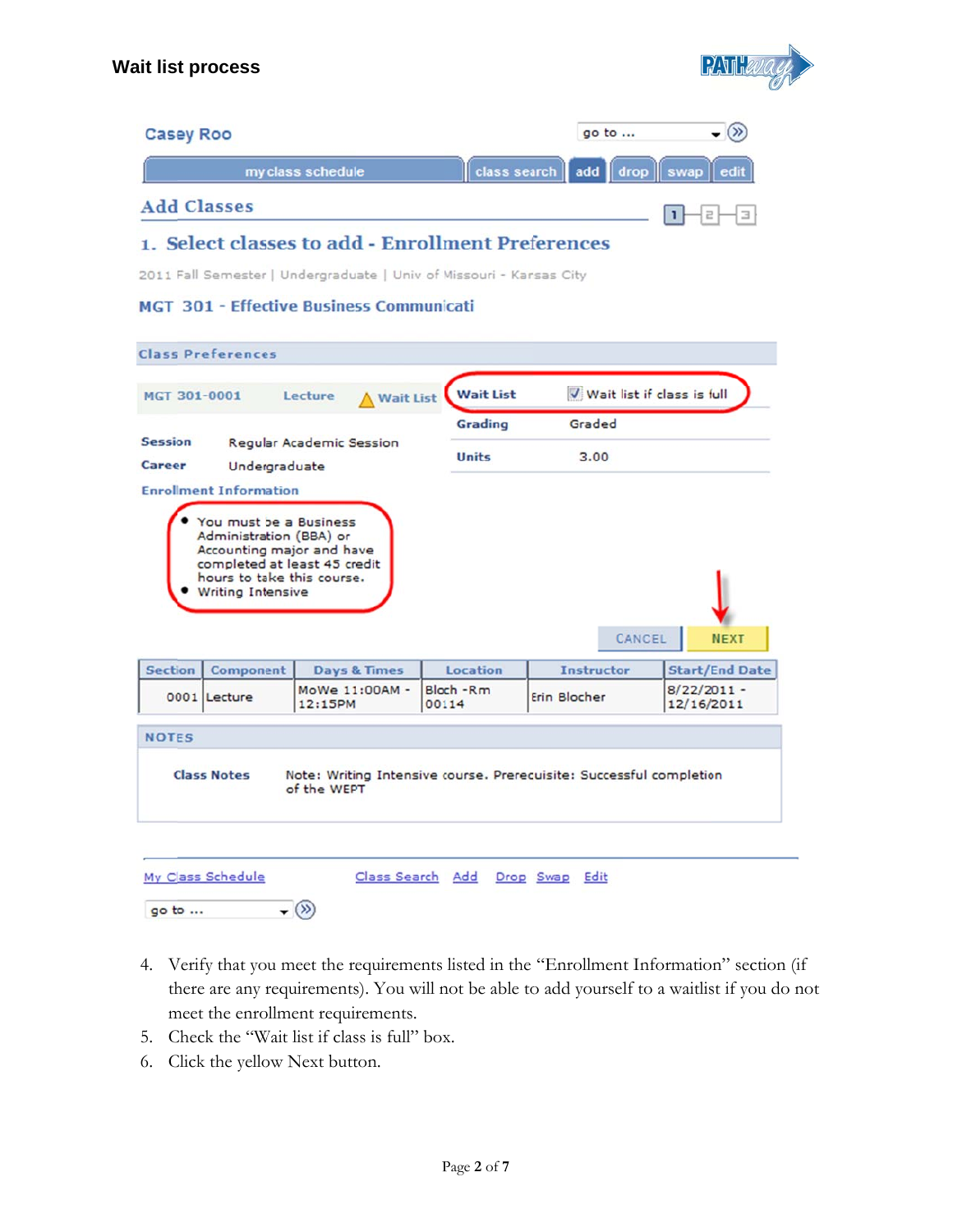**Wait list process**

Casey Roo

go to ...

my class schedule | class search | add | drop | swap | edit

## Add Classes

1 – 2 – 3

### 1. Select classes to add - Enrollment Preferences

2011 Fall Semester | Undergraduate | Univ of Missouri - Kansas City

**MGT 301 - Effective Business Communicati**

**Class Preferences**

MGT 301-0001 Lecture ⚠ Wait List

| | |
|---|---|
| Wait List | ☑ Wait list if class is full |
| Grading | Graded |
| Units | 3.00 |

| | |
|---|---|
| Session | Regular Academic Session |
| Career | Undergraduate |

**Enrollment Information**

- You must be a Business Administration (BBA) or Accounting major and have completed at least 45 credit hours to take this course.
- Writing Intensive

CANCEL NEXT

| Section | Component | Days & Times | Location | Instructor | Start/End Date |
|---|---|---|---|---|---|
| 0001 | Lecture | MoWe 11:00AM - 12:15PM | Bloch -Rm 00114 | Erin Blocher | 8/22/2011 - 12/16/2011 |

**NOTES**

| | |
|---|---|
| Class Notes | Note: Writing Intensive course. Prerequisite: Successful completion of the WEPT |

My Class Schedule   Class Search   Add   Drop   Swap   Edit

go to ...

4. Verify that you meet the requirements listed in the "Enrollment Information" section (if there are any requirements). You will not be able to add yourself to a waitlist if you do not meet the enrollment requirements.
5. Check the "Wait list if class is full" box.
6. Click the yellow Next button.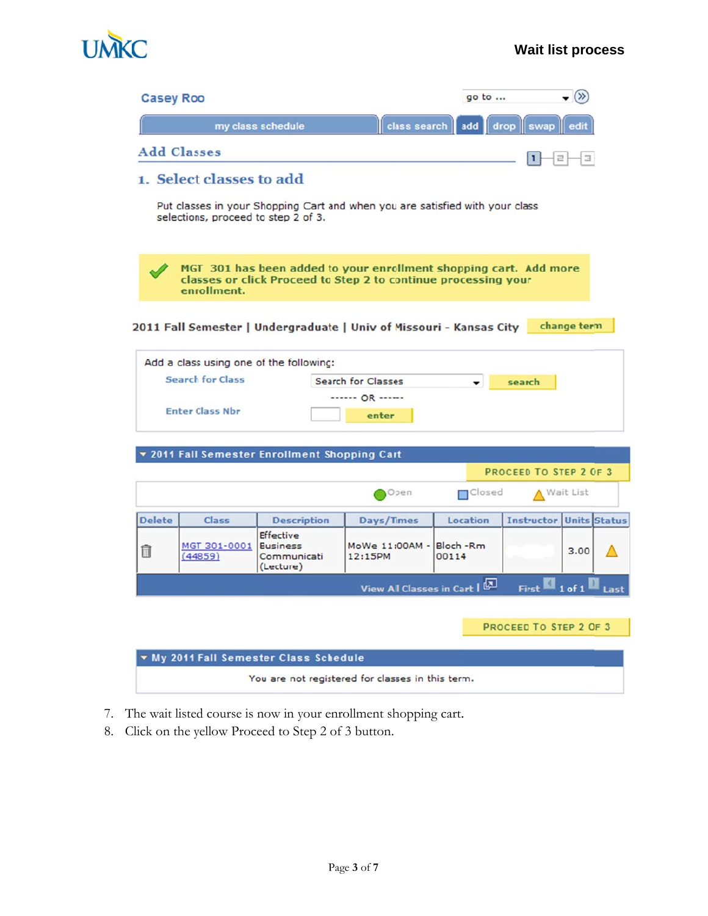Casey Roo

my class schedule | class search | add | drop | swap | edit

## Add Classes

### 1. Select classes to add

Put classes in your Shopping Cart and when you are satisfied with your class selections, proceed to step 2 of 3.

MGT 301 has been added to your enrollment shopping cart. Add more classes or click Proceed to Step 2 to continue processing your enrollment.

2011 Fall Semester | Undergraduate | Univ of Missouri - Kansas City

change term

Add a class using one of the following:

Search for Class — Search for Classes — search

------ OR ------

Enter Class Nbr — enter

**2011 Fall Semester Enrollment Shopping Cart**

PROCEED TO STEP 2 OF 3

Open   Closed   Wait List

| Delete | Class | Description | Days/Times | Location | Instructor | Units | Status |
|---|---|---|---|---|---|---|---|
| | MGT 301-0001 (44859) | Effective Business Communicati (Lecture) | MoWe 11:00AM - 12:15PM | Bloch -Rm 00114 | | 3.00 | |

View All Classes in Cart | First 1 of 1 Last

PROCEED TO STEP 2 OF 3

**My 2011 Fall Semester Class Schedule**

You are not registered for classes in this term.

7. The wait listed course is now in your enrollment shopping cart.
8. Click on the yellow Proceed to Step 2 of 3 button.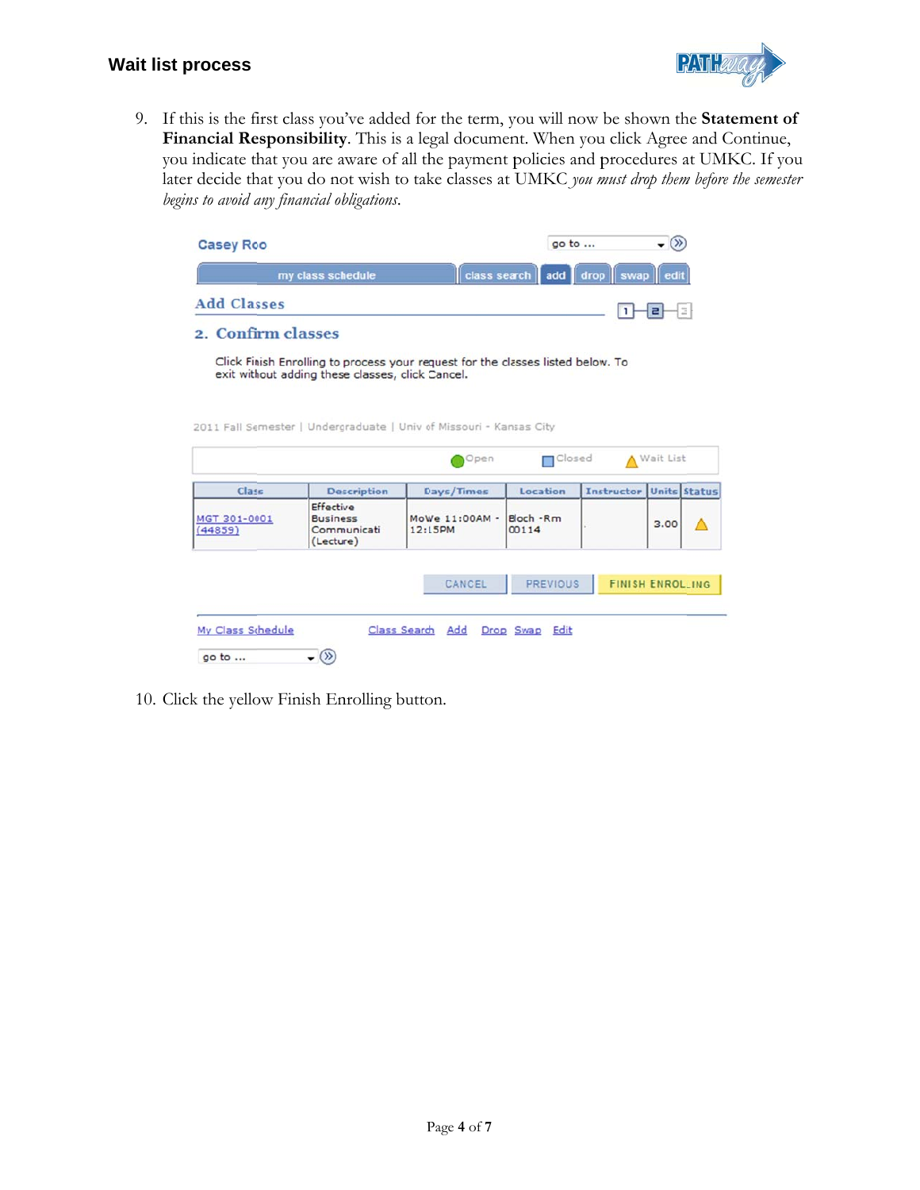## Wait list process

9. If this is the first class you've added for the term, you will now be shown the **Statement of Financial Responsibility**. This is a legal document. When you click Agree and Continue, you indicate that you are aware of all the payment policies and procedures at UMKC. If you later decide that you do not wish to take classes at UMKC *you must drop them before the semester begins to avoid any financial obligations*.

Casey Roo

go to ...

my class schedule | class search | add | drop | swap | edit

**Add Classes**

1 – 2 – 3

**2. Confirm classes**

Click Finish Enrolling to process your request for the classes listed below. To exit without adding these classes, click Cancel.

2011 Fall Semester | Undergraduate | Univ of Missouri - Kansas City

Open | Closed | Wait List

| Class | Description | Days/Times | Location | Instructor | Units | Status |
|---|---|---|---|---|---|---|
| MGT 301-0001 (44859) | Effective Business Communicati (Lecture) | MoWe 11:00AM - 12:15PM | Bloch -Rm 00114 | . | 3.00 | Wait List |

CANCEL | PREVIOUS | FINISH ENROLLING

My Class Schedule | Class Search | Add | Drop | Swap | Edit

go to ...

10. Click the yellow Finish Enrolling button.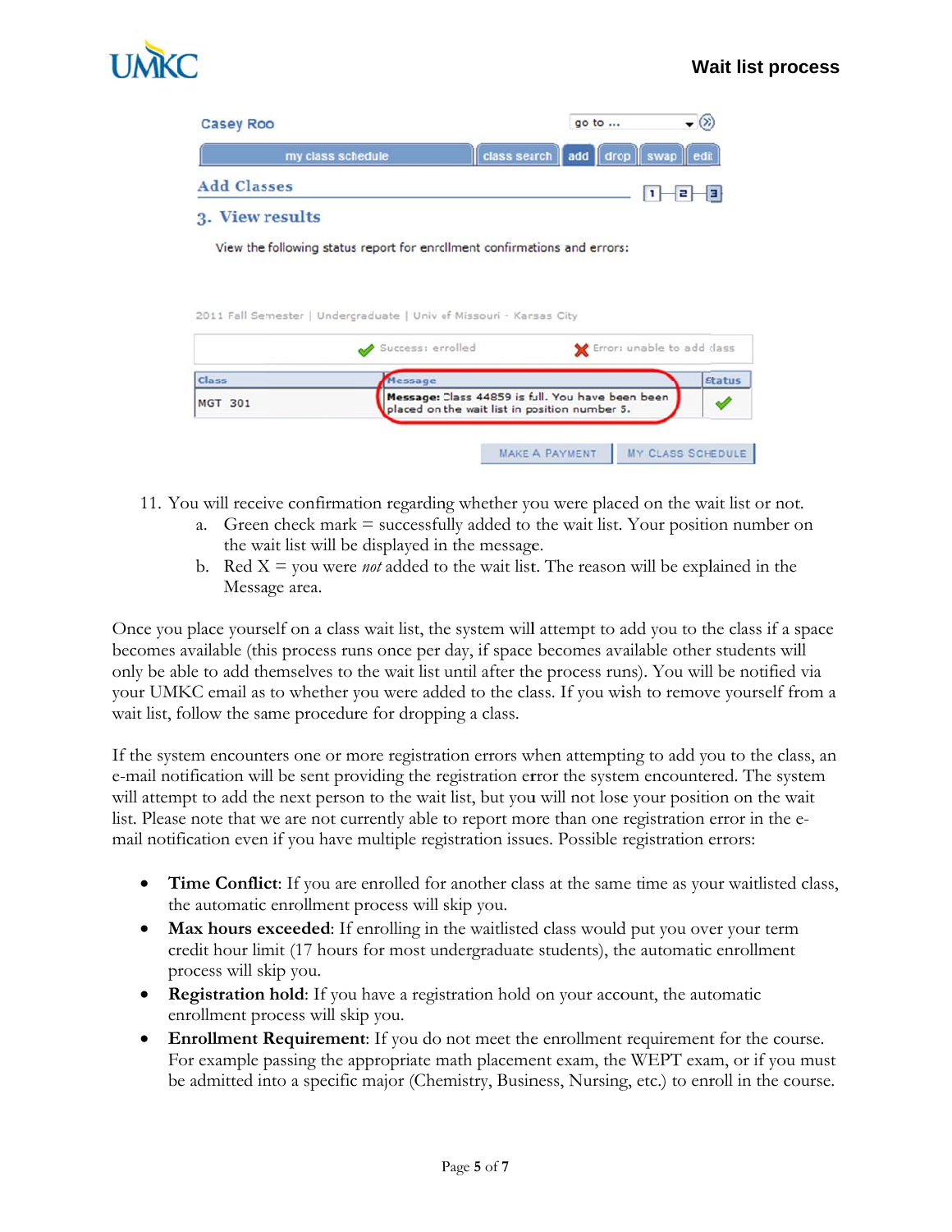Casey Roo

go to ...

my class schedule | class search | add | drop | swap | edit

## Add Classes

### 3. View results

View the following status report for enrollment confirmations and errors:

2011 Fall Semester | Undergraduate | Univ of Missouri - Kansas City

✔ Success: enrolled ✘ Error: unable to add class

| Class | Message | Status |
| --- | --- | --- |
| MGT 301 | Message: Class 44859 is full. You have been placed on the wait list in position number 5. | ✔ |

MAKE A PAYMENT | MY CLASS SCHEDULE

11. You will receive confirmation regarding whether you were placed on the wait list or not.
    a. Green check mark = successfully added to the wait list. Your position number on the wait list will be displayed in the message.
    b. Red X = you were *not* added to the wait list. The reason will be explained in the Message area.

Once you place yourself on a class wait list, the system will attempt to add you to the class if a space becomes available (this process runs once per day, if space becomes available other students will only be able to add themselves to the wait list until after the process runs). You will be notified via your UMKC email as to whether you were added to the class. If you wish to remove yourself from a wait list, follow the same procedure for dropping a class.

If the system encounters one or more registration errors when attempting to add you to the class, an e-mail notification will be sent providing the registration error the system encountered. The system will attempt to add the next person to the wait list, but you will not lose your position on the wait list. Please note that we are not currently able to report more than one registration error in the e-mail notification even if you have multiple registration issues. Possible registration errors:

- **Time Conflict**: If you are enrolled for another class at the same time as your waitlisted class, the automatic enrollment process will skip you.
- **Max hours exceeded**: If enrolling in the waitlisted class would put you over your term credit hour limit (17 hours for most undergraduate students), the automatic enrollment process will skip you.
- **Registration hold**: If you have a registration hold on your account, the automatic enrollment process will skip you.
- **Enrollment Requirement**: If you do not meet the enrollment requirement for the course. For example passing the appropriate math placement exam, the WEPT exam, or if you must be admitted into a specific major (Chemistry, Business, Nursing, etc.) to enroll in the course.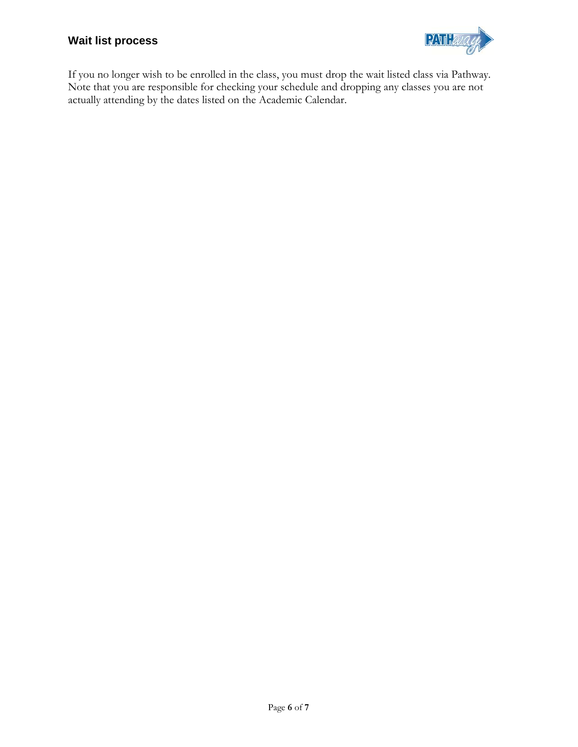## Wait list process

If you no longer wish to be enrolled in the class, you must drop the wait listed class via Pathway. Note that you are responsible for checking your schedule and dropping any classes you are not actually attending by the dates listed on the Academic Calendar.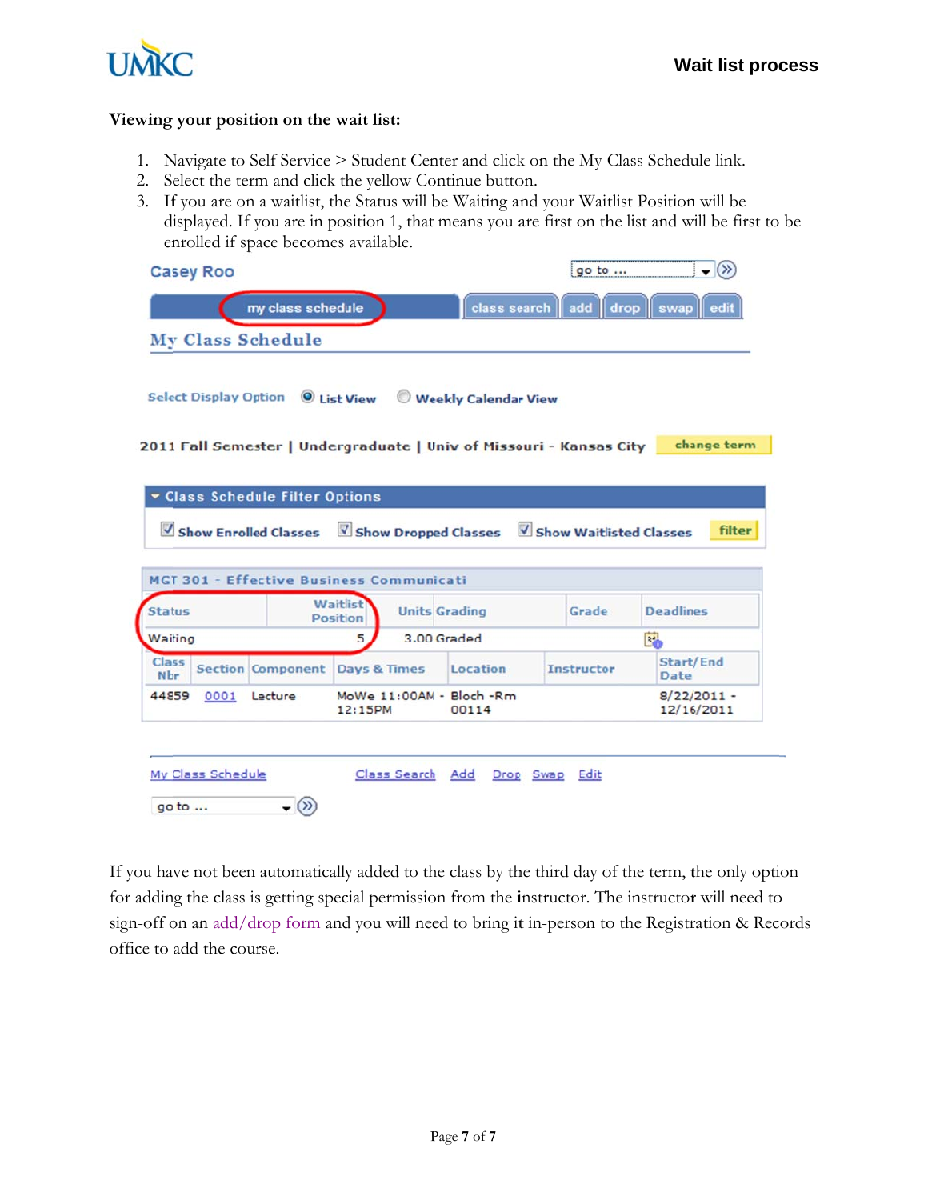**Viewing your position on the wait list:**

1. Navigate to Self Service > Student Center and click on the My Class Schedule link.
2. Select the term and click the yellow Continue button.
3. If you are on a waitlist, the Status will be Waiting and your Waitlist Position will be displayed. If you are in position 1, that means you are first on the list and will be first to be enrolled if space becomes available.

Casey Roo

go to ...

my class schedule | class search | add | drop | swap | edit

**My Class Schedule**

Select Display Option ◉ List View ○ Weekly Calendar View

2011 Fall Semester | Undergraduate | Univ of Missouri - Kansas City | change term

**Class Schedule Filter Options**

☑ Show Enrolled Classes ☑ Show Dropped Classes ☑ Show Waitlisted Classes | filter

**MGT 301 - Effective Business Communicati**

| Status | Waitlist Position | Units | Grading | Grade | Deadlines |
|---|---|---|---|---|---|
| Waiting | 5 | 3.00 | Graded | | |

| Class Nbr | Section | Component | Days & Times | Location | Instructor | Start/End Date |
|---|---|---|---|---|---|---|
| 44859 | 0001 | Lecture | MoWe 11:00AM - 12:15PM | Bloch -Rm 00114 | | 8/22/2011 - 12/16/2011 |

My Class Schedule | Class Search | Add | Drop | Swap | Edit

go to ...

If you have not been automatically added to the class by the third day of the term, the only option for adding the class is getting special permission from the instructor. The instructor will need to sign-off on an add/drop form and you will need to bring it in-person to the Registration & Records office to add the course.